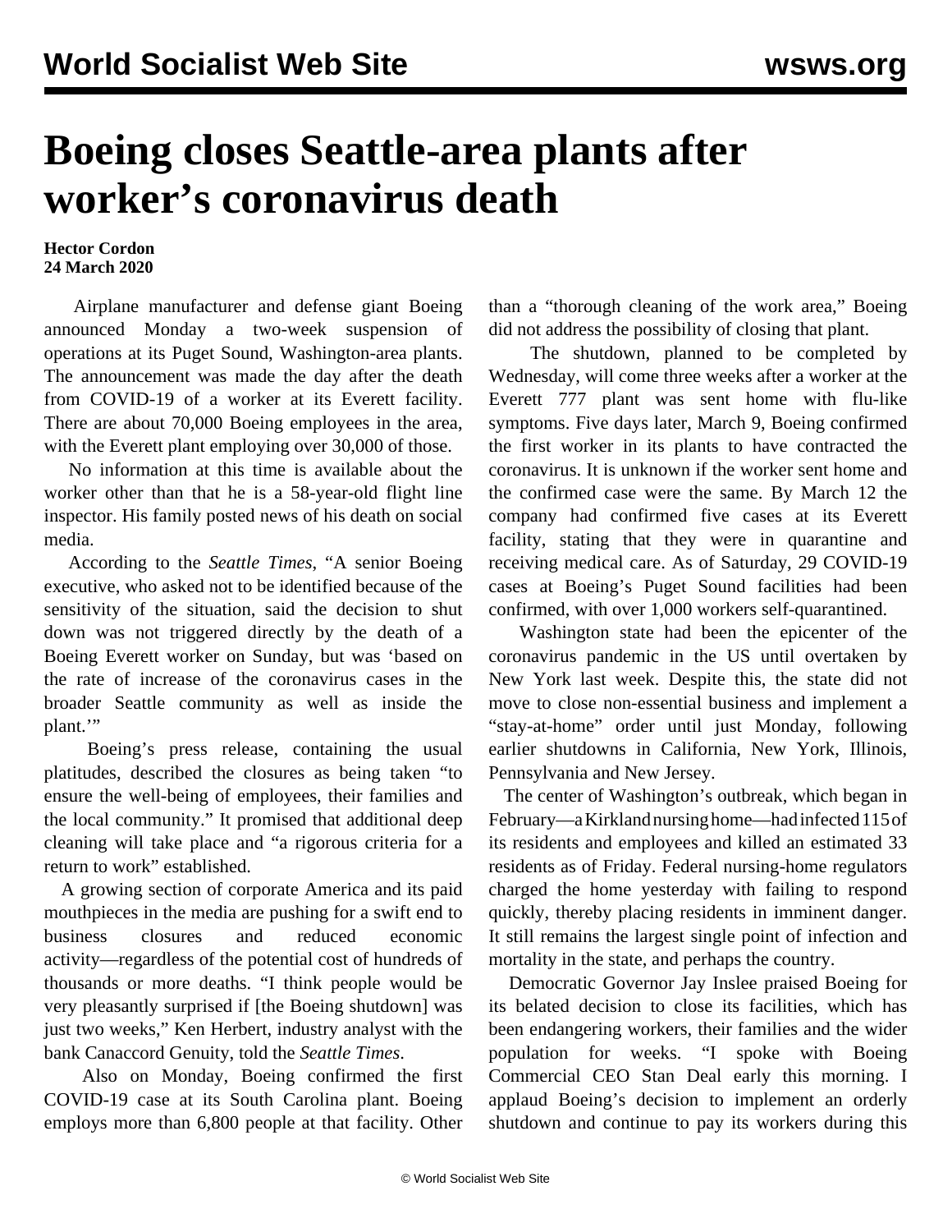# Boeing closes Seattle-area plants after worker's coronavirus death

**Hector Cordon**
**24 March 2020**

Airplane manufacturer and defense giant Boeing announced Monday a two-week suspension of operations at its Puget Sound, Washington-area plants. The announcement was made the day after the death from COVID-19 of a worker at its Everett facility. There are about 70,000 Boeing employees in the area, with the Everett plant employing over 30,000 of those.

No information at this time is available about the worker other than that he is a 58-year-old flight line inspector. His family posted news of his death on social media.

According to the *Seattle Times*, "A senior Boeing executive, who asked not to be identified because of the sensitivity of the situation, said the decision to shut down was not triggered directly by the death of a Boeing Everett worker on Sunday, but was 'based on the rate of increase of the coronavirus cases in the broader Seattle community as well as inside the plant.'"

Boeing's press release, containing the usual platitudes, described the closures as being taken "to ensure the well-being of employees, their families and the local community." It promised that additional deep cleaning will take place and "a rigorous criteria for a return to work" established.

A growing section of corporate America and its paid mouthpieces in the media are pushing for a swift end to business closures and reduced economic activity—regardless of the potential cost of hundreds of thousands or more deaths. "I think people would be very pleasantly surprised if [the Boeing shutdown] was just two weeks," Ken Herbert, industry analyst with the bank Canaccord Genuity, told the *Seattle Times*.

Also on Monday, Boeing confirmed the first COVID-19 case at its South Carolina plant. Boeing employs more than 6,800 people at that facility. Other than a "thorough cleaning of the work area," Boeing did not address the possibility of closing that plant.

The shutdown, planned to be completed by Wednesday, will come three weeks after a worker at the Everett 777 plant was sent home with flu-like symptoms. Five days later, March 9, Boeing confirmed the first worker in its plants to have contracted the coronavirus. It is unknown if the worker sent home and the confirmed case were the same. By March 12 the company had confirmed five cases at its Everett facility, stating that they were in quarantine and receiving medical care. As of Saturday, 29 COVID-19 cases at Boeing's Puget Sound facilities had been confirmed, with over 1,000 workers self-quarantined.

Washington state had been the epicenter of the coronavirus pandemic in the US until overtaken by New York last week. Despite this, the state did not move to close non-essential business and implement a "stay-at-home" order until just Monday, following earlier shutdowns in California, New York, Illinois, Pennsylvania and New Jersey.

The center of Washington's outbreak, which began in February—a Kirkland nursing home—had infected 115 of its residents and employees and killed an estimated 33 residents as of Friday. Federal nursing-home regulators charged the home yesterday with failing to respond quickly, thereby placing residents in imminent danger. It still remains the largest single point of infection and mortality in the state, and perhaps the country.

Democratic Governor Jay Inslee praised Boeing for its belated decision to close its facilities, which has been endangering workers, their families and the wider population for weeks. "I spoke with Boeing Commercial CEO Stan Deal early this morning. I applaud Boeing's decision to implement an orderly shutdown and continue to pay its workers during this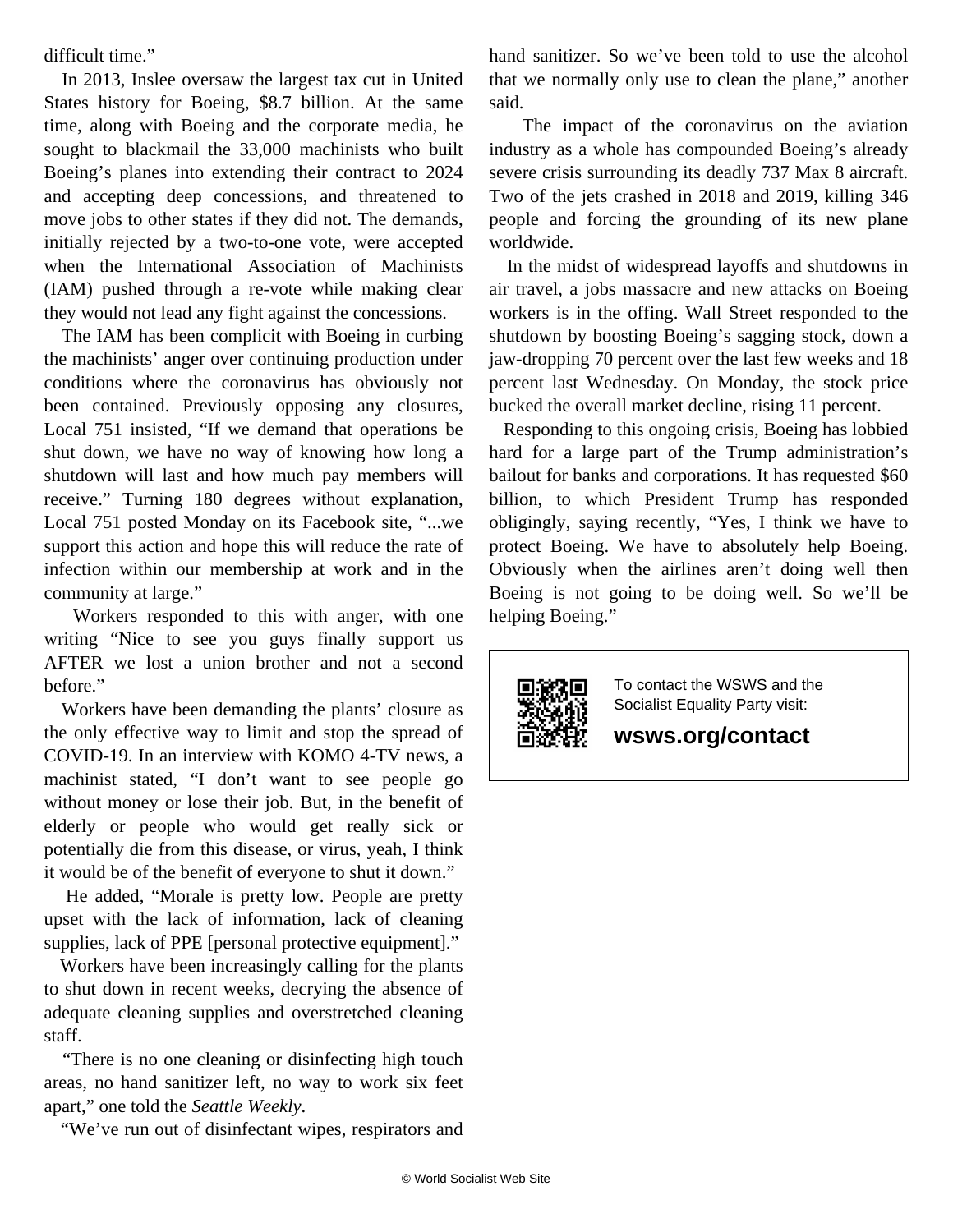difficult time."

In 2013, Inslee oversaw the largest tax cut in United States history for Boeing, $8.7 billion. At the same time, along with Boeing and the corporate media, he sought to blackmail the 33,000 machinists who built Boeing's planes into extending their contract to 2024 and accepting deep concessions, and threatened to move jobs to other states if they did not. The demands, initially rejected by a two-to-one vote, were accepted when the International Association of Machinists (IAM) pushed through a re-vote while making clear they would not lead any fight against the concessions.

The IAM has been complicit with Boeing in curbing the machinists' anger over continuing production under conditions where the coronavirus has obviously not been contained. Previously opposing any closures, Local 751 insisted, "If we demand that operations be shut down, we have no way of knowing how long a shutdown will last and how much pay members will receive." Turning 180 degrees without explanation, Local 751 posted Monday on its Facebook site, "...we support this action and hope this will reduce the rate of infection within our membership at work and in the community at large."

Workers responded to this with anger, with one writing "Nice to see you guys finally support us AFTER we lost a union brother and not a second before."

Workers have been demanding the plants' closure as the only effective way to limit and stop the spread of COVID-19. In an interview with KOMO 4-TV news, a machinist stated, "I don't want to see people go without money or lose their job. But, in the benefit of elderly or people who would get really sick or potentially die from this disease, or virus, yeah, I think it would be of the benefit of everyone to shut it down."

He added, "Morale is pretty low. People are pretty upset with the lack of information, lack of cleaning supplies, lack of PPE [personal protective equipment]."

Workers have been increasingly calling for the plants to shut down in recent weeks, decrying the absence of adequate cleaning supplies and overstretched cleaning staff.

"There is no one cleaning or disinfecting high touch areas, no hand sanitizer left, no way to work six feet apart," one told the *Seattle Weekly*.

"We've run out of disinfectant wipes, respirators and hand sanitizer. So we've been told to use the alcohol that we normally only use to clean the plane," another said.

The impact of the coronavirus on the aviation industry as a whole has compounded Boeing's already severe crisis surrounding its deadly 737 Max 8 aircraft. Two of the jets crashed in 2018 and 2019, killing 346 people and forcing the grounding of its new plane worldwide.

In the midst of widespread layoffs and shutdowns in air travel, a jobs massacre and new attacks on Boeing workers is in the offing. Wall Street responded to the shutdown by boosting Boeing's sagging stock, down a jaw-dropping 70 percent over the last few weeks and 18 percent last Wednesday. On Monday, the stock price bucked the overall market decline, rising 11 percent.

Responding to this ongoing crisis, Boeing has lobbied hard for a large part of the Trump administration's bailout for banks and corporations. It has requested $60 billion, to which President Trump has responded obligingly, saying recently, "Yes, I think we have to protect Boeing. We have to absolutely help Boeing. Obviously when the airlines aren't doing well then Boeing is not going to be doing well. So we'll be helping Boeing."

To contact the WSWS and the Socialist Equality Party visit:

**wsws.org/contact**